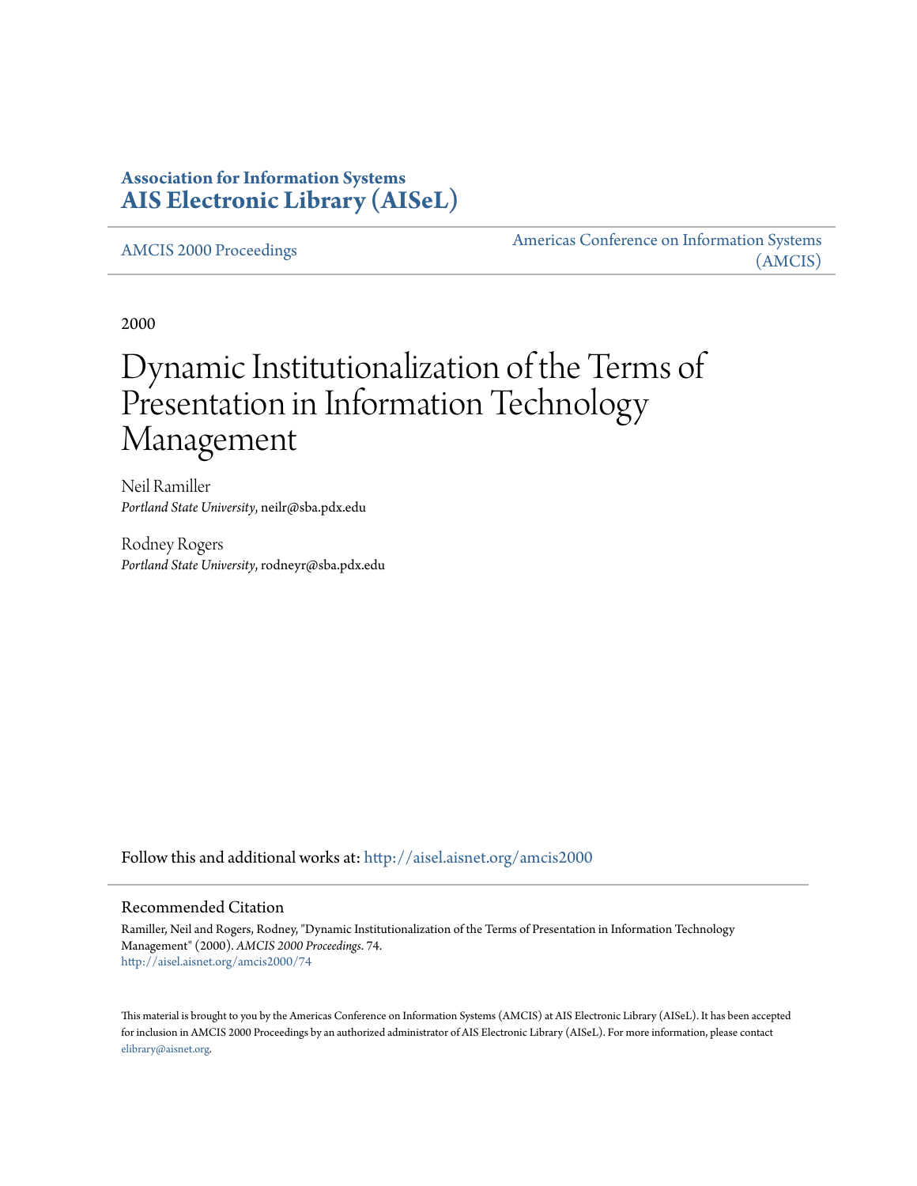**Association for Information Systems**
**AIS Electronic Library (AISeL)**

AMCIS 2000 Proceedings

Americas Conference on Information Systems (AMCIS)

2000

# Dynamic Institutionalization of the Terms of Presentation in Information Technology Management

Neil Ramiller
*Portland State University*, neilr@sba.pdx.edu

Rodney Rogers
*Portland State University*, rodneyr@sba.pdx.edu

Follow this and additional works at: http://aisel.aisnet.org/amcis2000

## Recommended Citation

Ramiller, Neil and Rogers, Rodney, "Dynamic Institutionalization of the Terms of Presentation in Information Technology Management" (2000). *AMCIS 2000 Proceedings*. 74.
http://aisel.aisnet.org/amcis2000/74

This material is brought to you by the Americas Conference on Information Systems (AMCIS) at AIS Electronic Library (AISeL). It has been accepted for inclusion in AMCIS 2000 Proceedings by an authorized administrator of AIS Electronic Library (AISeL). For more information, please contact elibrary@aisnet.org.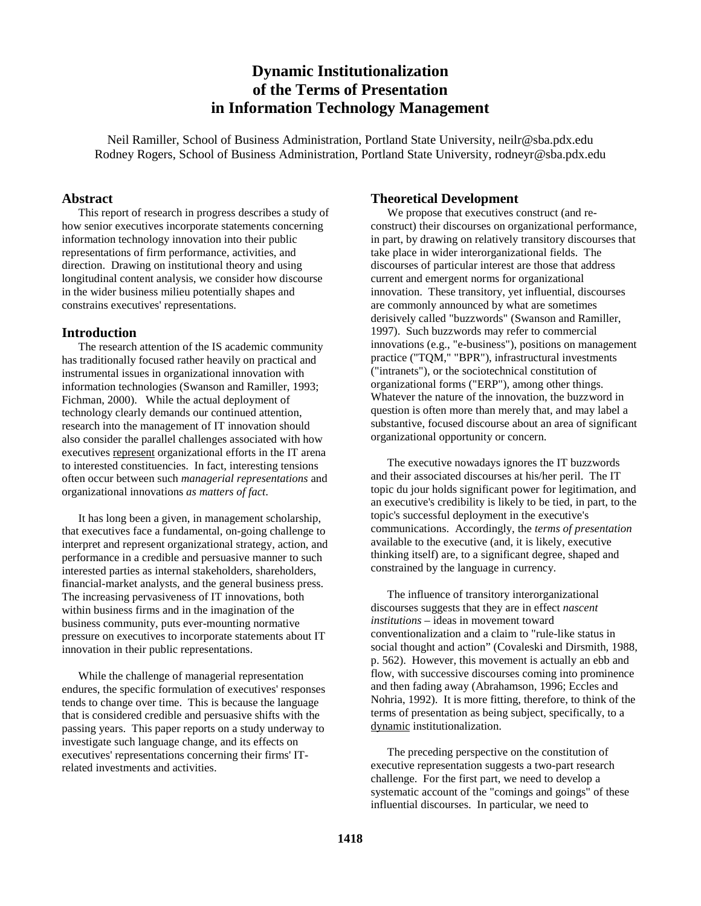# Dynamic Institutionalization of the Terms of Presentation in Information Technology Management

Neil Ramiller, School of Business Administration, Portland State University, neilr@sba.pdx.edu
Rodney Rogers, School of Business Administration, Portland State University, rodneyr@sba.pdx.edu

## Abstract

This report of research in progress describes a study of how senior executives incorporate statements concerning information technology innovation into their public representations of firm performance, activities, and direction. Drawing on institutional theory and using longitudinal content analysis, we consider how discourse in the wider business milieu potentially shapes and constrains executives' representations.

## Introduction

The research attention of the IS academic community has traditionally focused rather heavily on practical and instrumental issues in organizational innovation with information technologies (Swanson and Ramiller, 1993; Fichman, 2000). While the actual deployment of technology clearly demands our continued attention, research into the management of IT innovation should also consider the parallel challenges associated with how executives represent organizational efforts in the IT arena to interested constituencies. In fact, interesting tensions often occur between such *managerial representations* and organizational innovations *as matters of fact*.

It has long been a given, in management scholarship, that executives face a fundamental, on-going challenge to interpret and represent organizational strategy, action, and performance in a credible and persuasive manner to such interested parties as internal stakeholders, shareholders, financial-market analysts, and the general business press. The increasing pervasiveness of IT innovations, both within business firms and in the imagination of the business community, puts ever-mounting normative pressure on executives to incorporate statements about IT innovation in their public representations.

While the challenge of managerial representation endures, the specific formulation of executives' responses tends to change over time. This is because the language that is considered credible and persuasive shifts with the passing years. This paper reports on a study underway to investigate such language change, and its effects on executives' representations concerning their firms' IT-related investments and activities.

## Theoretical Development

We propose that executives construct (and re-construct) their discourses on organizational performance, in part, by drawing on relatively transitory discourses that take place in wider interorganizational fields. The discourses of particular interest are those that address current and emergent norms for organizational innovation. These transitory, yet influential, discourses are commonly announced by what are sometimes derisively called "buzzwords" (Swanson and Ramiller, 1997). Such buzzwords may refer to commercial innovations (e.g., "e-business"), positions on management practice ("TQM," "BPR"), infrastructural investments ("intranets"), or the sociotechnical constitution of organizational forms ("ERP"), among other things. Whatever the nature of the innovation, the buzzword in question is often more than merely that, and may label a substantive, focused discourse about an area of significant organizational opportunity or concern.

The executive nowadays ignores the IT buzzwords and their associated discourses at his/her peril. The IT topic du jour holds significant power for legitimation, and an executive's credibility is likely to be tied, in part, to the topic's successful deployment in the executive's communications. Accordingly, the *terms of presentation* available to the executive (and, it is likely, executive thinking itself) are, to a significant degree, shaped and constrained by the language in currency.

The influence of transitory interorganizational discourses suggests that they are in effect *nascent institutions* – ideas in movement toward conventionalization and a claim to "rule-like status in social thought and action" (Covaleski and Dirsmith, 1988, p. 562). However, this movement is actually an ebb and flow, with successive discourses coming into prominence and then fading away (Abrahamson, 1996; Eccles and Nohria, 1992). It is more fitting, therefore, to think of the terms of presentation as being subject, specifically, to a dynamic institutionalization.

The preceding perspective on the constitution of executive representation suggests a two-part research challenge. For the first part, we need to develop a systematic account of the "comings and goings" of these influential discourses. In particular, we need to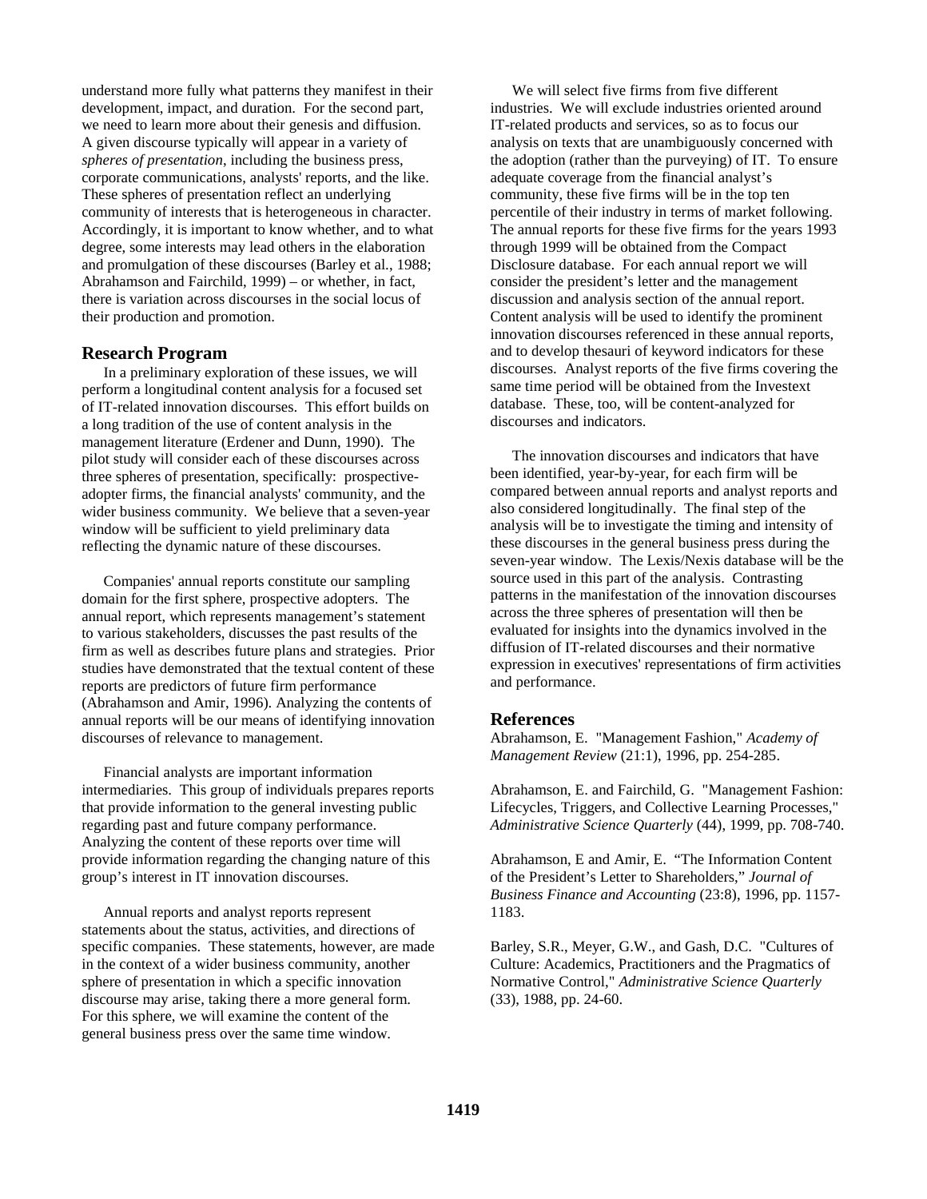understand more fully what patterns they manifest in their development, impact, and duration. For the second part, we need to learn more about their genesis and diffusion. A given discourse typically will appear in a variety of *spheres of presentation*, including the business press, corporate communications, analysts' reports, and the like. These spheres of presentation reflect an underlying community of interests that is heterogeneous in character. Accordingly, it is important to know whether, and to what degree, some interests may lead others in the elaboration and promulgation of these discourses (Barley et al., 1988; Abrahamson and Fairchild, 1999) – or whether, in fact, there is variation across discourses in the social locus of their production and promotion.

## Research Program

In a preliminary exploration of these issues, we will perform a longitudinal content analysis for a focused set of IT-related innovation discourses. This effort builds on a long tradition of the use of content analysis in the management literature (Erdener and Dunn, 1990). The pilot study will consider each of these discourses across three spheres of presentation, specifically: prospective-adopter firms, the financial analysts' community, and the wider business community. We believe that a seven-year window will be sufficient to yield preliminary data reflecting the dynamic nature of these discourses.

Companies' annual reports constitute our sampling domain for the first sphere, prospective adopters. The annual report, which represents management's statement to various stakeholders, discusses the past results of the firm as well as describes future plans and strategies. Prior studies have demonstrated that the textual content of these reports are predictors of future firm performance (Abrahamson and Amir, 1996). Analyzing the contents of annual reports will be our means of identifying innovation discourses of relevance to management.

Financial analysts are important information intermediaries. This group of individuals prepares reports that provide information to the general investing public regarding past and future company performance. Analyzing the content of these reports over time will provide information regarding the changing nature of this group's interest in IT innovation discourses.

Annual reports and analyst reports represent statements about the status, activities, and directions of specific companies. These statements, however, are made in the context of a wider business community, another sphere of presentation in which a specific innovation discourse may arise, taking there a more general form. For this sphere, we will examine the content of the general business press over the same time window.

We will select five firms from five different industries. We will exclude industries oriented around IT-related products and services, so as to focus our analysis on texts that are unambiguously concerned with the adoption (rather than the purveying) of IT. To ensure adequate coverage from the financial analyst's community, these five firms will be in the top ten percentile of their industry in terms of market following. The annual reports for these five firms for the years 1993 through 1999 will be obtained from the Compact Disclosure database. For each annual report we will consider the president's letter and the management discussion and analysis section of the annual report. Content analysis will be used to identify the prominent innovation discourses referenced in these annual reports, and to develop thesauri of keyword indicators for these discourses. Analyst reports of the five firms covering the same time period will be obtained from the Investext database. These, too, will be content-analyzed for discourses and indicators.

The innovation discourses and indicators that have been identified, year-by-year, for each firm will be compared between annual reports and analyst reports and also considered longitudinally. The final step of the analysis will be to investigate the timing and intensity of these discourses in the general business press during the seven-year window. The Lexis/Nexis database will be the source used in this part of the analysis. Contrasting patterns in the manifestation of the innovation discourses across the three spheres of presentation will then be evaluated for insights into the dynamics involved in the diffusion of IT-related discourses and their normative expression in executives' representations of firm activities and performance.

## References

Abrahamson, E. "Management Fashion," *Academy of Management Review* (21:1), 1996, pp. 254-285.

Abrahamson, E. and Fairchild, G. "Management Fashion: Lifecycles, Triggers, and Collective Learning Processes," *Administrative Science Quarterly* (44), 1999, pp. 708-740.

Abrahamson, E and Amir, E. "The Information Content of the President's Letter to Shareholders," *Journal of Business Finance and Accounting* (23:8), 1996, pp. 1157-1183.

Barley, S.R., Meyer, G.W., and Gash, D.C. "Cultures of Culture: Academics, Practitioners and the Pragmatics of Normative Control," *Administrative Science Quarterly* (33), 1988, pp. 24-60.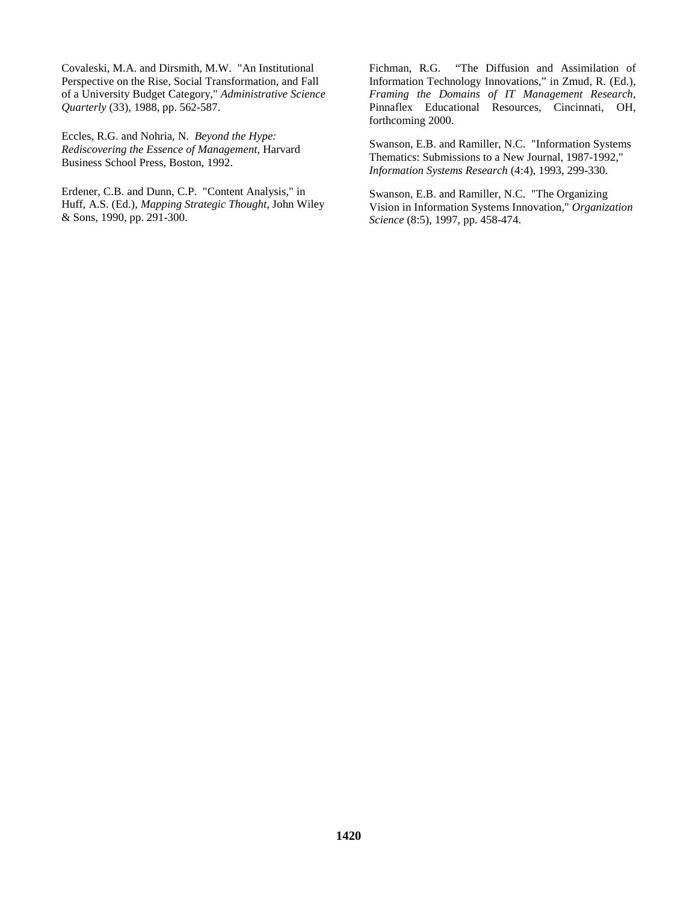Covaleski, M.A. and Dirsmith, M.W. "An Institutional Perspective on the Rise, Social Transformation, and Fall of a University Budget Category," *Administrative Science Quarterly* (33), 1988, pp. 562-587.

Eccles, R.G. and Nohria, N. *Beyond the Hype: Rediscovering the Essence of Management,* Harvard Business School Press, Boston, 1992.

Erdener, C.B. and Dunn, C.P. "Content Analysis," in Huff, A.S. (Ed.), *Mapping Strategic Thought,* John Wiley & Sons, 1990, pp. 291-300.

Fichman, R.G. "The Diffusion and Assimilation of Information Technology Innovations," in Zmud, R. (Ed.), *Framing the Domains of IT Management Research*, Pinnaflex Educational Resources, Cincinnati, OH, forthcoming 2000.

Swanson, E.B. and Ramiller, N.C. "Information Systems Thematics: Submissions to a New Journal, 1987-1992," *Information Systems Research* (4:4), 1993, 299-330.

Swanson, E.B. and Ramiller, N.C. "The Organizing Vision in Information Systems Innovation," *Organization Science* (8:5), 1997, pp. 458-474.